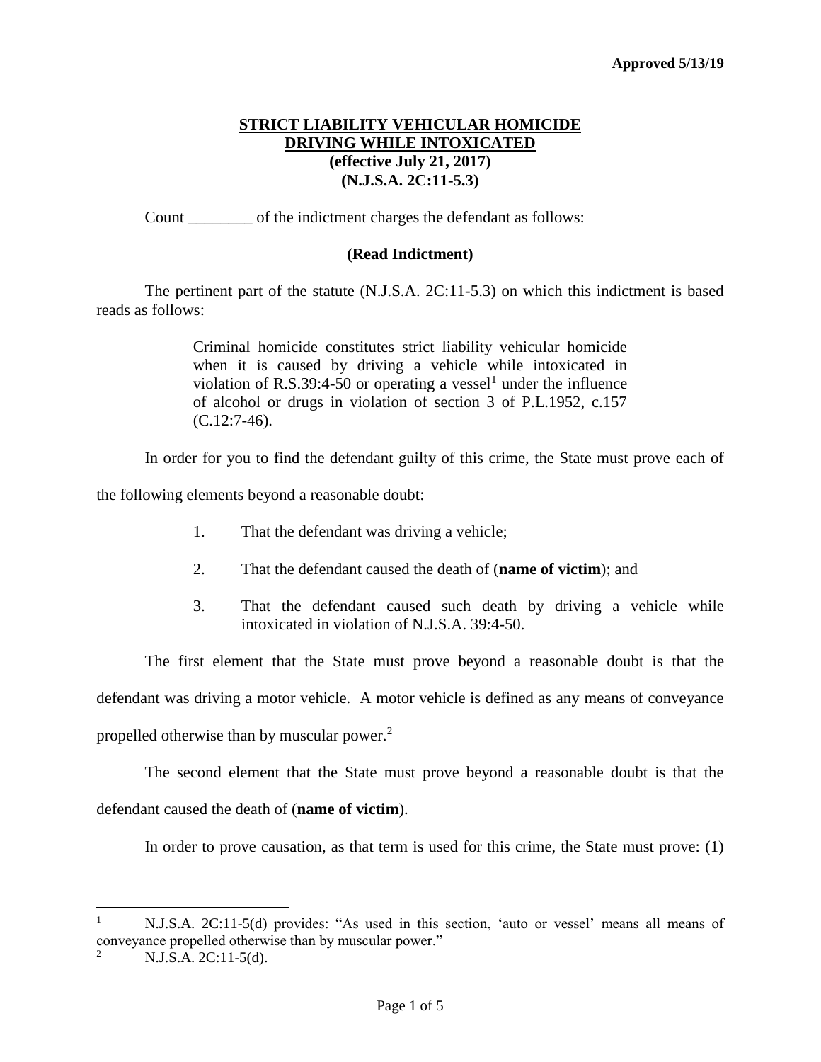**Approved 5/13/19**

# STRICT LIABILITY VEHICULAR HOMICIDE DRIVING WHILE INTOXICATED

**(effective July 21, 2017)**
**(N.J.S.A. 2C:11-5.3)**

Count ________ of the indictment charges the defendant as follows:

**(Read Indictment)**

The pertinent part of the statute (N.J.S.A. 2C:11-5.3) on which this indictment is based reads as follows:

> Criminal homicide constitutes strict liability vehicular homicide when it is caused by driving a vehicle while intoxicated in violation of R.S.39:4-50 or operating a vessel[1] under the influence of alcohol or drugs in violation of section 3 of P.L.1952, c.157 (C.12:7-46).

In order for you to find the defendant guilty of this crime, the State must prove each of the following elements beyond a reasonable doubt:

1. That the defendant was driving a vehicle;
2. That the defendant caused the death of (**name of victim**); and
3. That the defendant caused such death by driving a vehicle while intoxicated in violation of N.J.S.A. 39:4-50.

The first element that the State must prove beyond a reasonable doubt is that the defendant was driving a motor vehicle. A motor vehicle is defined as any means of conveyance propelled otherwise than by muscular power.[2]

The second element that the State must prove beyond a reasonable doubt is that the defendant caused the death of (**name of victim**).

In order to prove causation, as that term is used for this crime, the State must prove: (1)

---

[1] N.J.S.A. 2C:11-5(d) provides: "As used in this section, 'auto or vessel' means all means of conveyance propelled otherwise than by muscular power."

[2] N.J.S.A. 2C:11-5(d).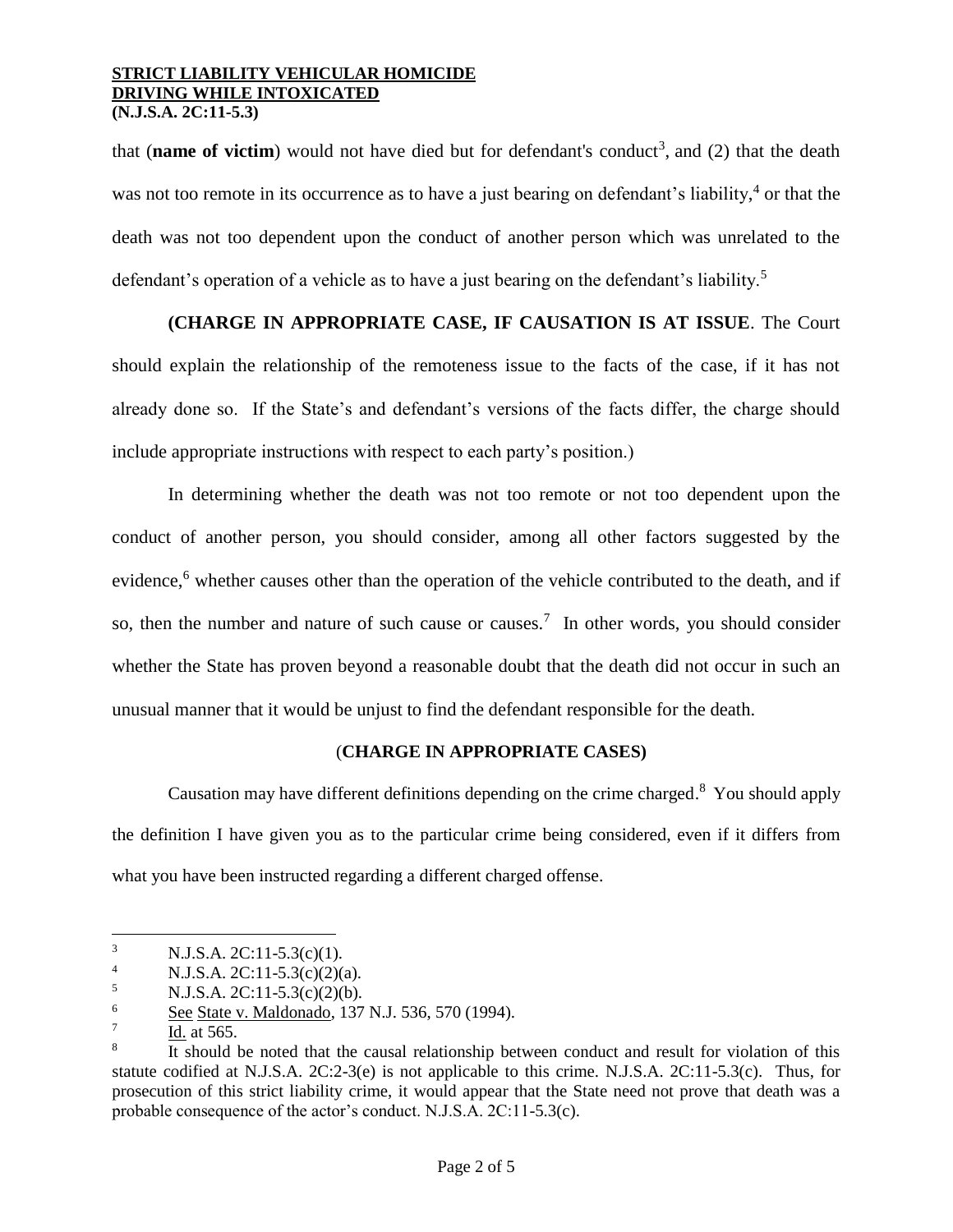that (**name of victim**) would not have died but for defendant's conduct[3], and (2) that the death was not too remote in its occurrence as to have a just bearing on defendant's liability,[4] or that the death was not too dependent upon the conduct of another person which was unrelated to the defendant's operation of a vehicle as to have a just bearing on the defendant's liability.[5]

**(CHARGE IN APPROPRIATE CASE, IF CAUSATION IS AT ISSUE**. The Court should explain the relationship of the remoteness issue to the facts of the case, if it has not already done so. If the State's and defendant's versions of the facts differ, the charge should include appropriate instructions with respect to each party's position.)

In determining whether the death was not too remote or not too dependent upon the conduct of another person, you should consider, among all other factors suggested by the evidence,[6] whether causes other than the operation of the vehicle contributed to the death, and if so, then the number and nature of such cause or causes.[7] In other words, you should consider whether the State has proven beyond a reasonable doubt that the death did not occur in such an unusual manner that it would be unjust to find the defendant responsible for the death.

(**CHARGE IN APPROPRIATE CASES)**

Causation may have different definitions depending on the crime charged.[8] You should apply the definition I have given you as to the particular crime being considered, even if it differs from what you have been instructed regarding a different charged offense.

---

[3] N.J.S.A. 2C:11-5.3(c)(1).

[4] N.J.S.A. 2C:11-5.3(c)(2)(a).

[5] N.J.S.A. 2C:11-5.3(c)(2)(b).

[6] See State v. Maldonado, 137 N.J. 536, 570 (1994).

[7] Id. at 565.

[8] It should be noted that the causal relationship between conduct and result for violation of this statute codified at N.J.S.A. 2C:2-3(e) is not applicable to this crime. N.J.S.A. 2C:11-5.3(c). Thus, for prosecution of this strict liability crime, it would appear that the State need not prove that death was a probable consequence of the actor's conduct. N.J.S.A. 2C:11-5.3(c).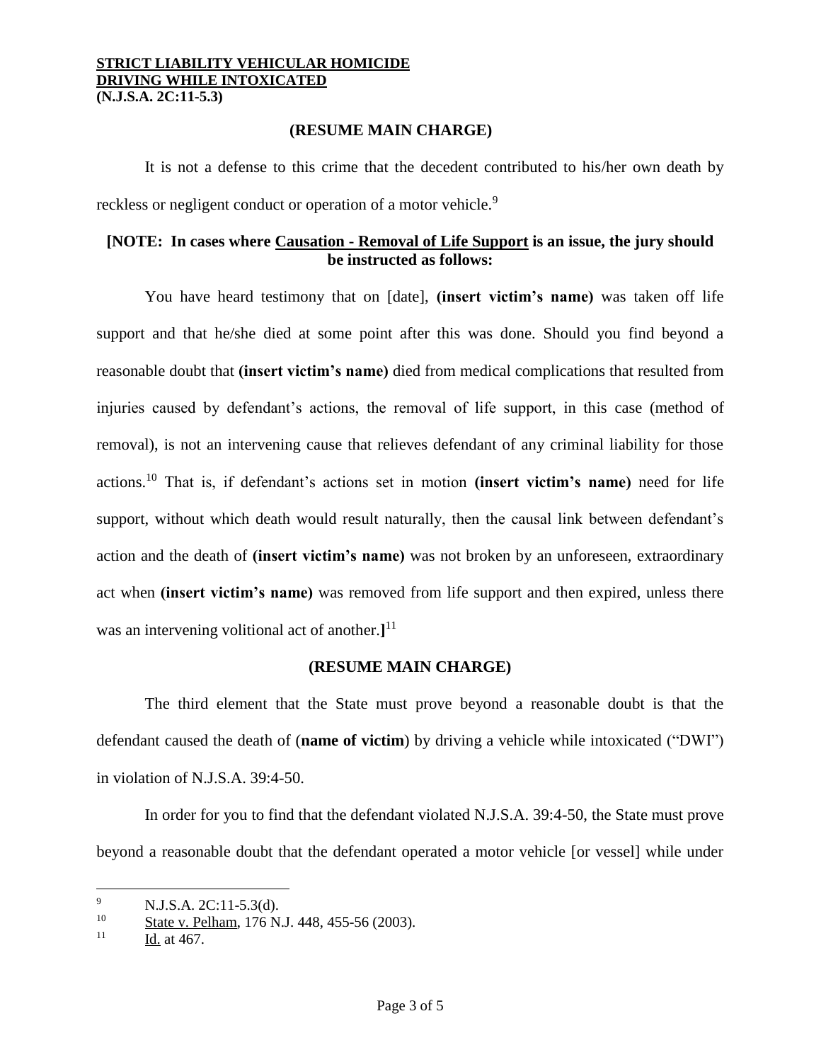**(RESUME MAIN CHARGE)**

It is not a defense to this crime that the decedent contributed to his/her own death by reckless or negligent conduct or operation of a motor vehicle.[9]

**[NOTE: In cases where Causation - Removal of Life Support is an issue, the jury should be instructed as follows:**

You have heard testimony that on [date], **(insert victim's name)** was taken off life support and that he/she died at some point after this was done. Should you find beyond a reasonable doubt that **(insert victim's name)** died from medical complications that resulted from injuries caused by defendant's actions, the removal of life support, in this case (method of removal), is not an intervening cause that relieves defendant of any criminal liability for those actions.[10] That is, if defendant's actions set in motion **(insert victim's name)** need for life support, without which death would result naturally, then the causal link between defendant's action and the death of **(insert victim's name)** was not broken by an unforeseen, extraordinary act when **(insert victim's name)** was removed from life support and then expired, unless there was an intervening volitional act of another.**]**[11]

**(RESUME MAIN CHARGE)**

The third element that the State must prove beyond a reasonable doubt is that the defendant caused the death of (**name of victim**) by driving a vehicle while intoxicated ("DWI") in violation of N.J.S.A. 39:4-50.

In order for you to find that the defendant violated N.J.S.A. 39:4-50, the State must prove beyond a reasonable doubt that the defendant operated a motor vehicle [or vessel] while under

---

[9] N.J.S.A. 2C:11-5.3(d).

[10] State v. Pelham, 176 N.J. 448, 455-56 (2003).

[11] Id. at 467.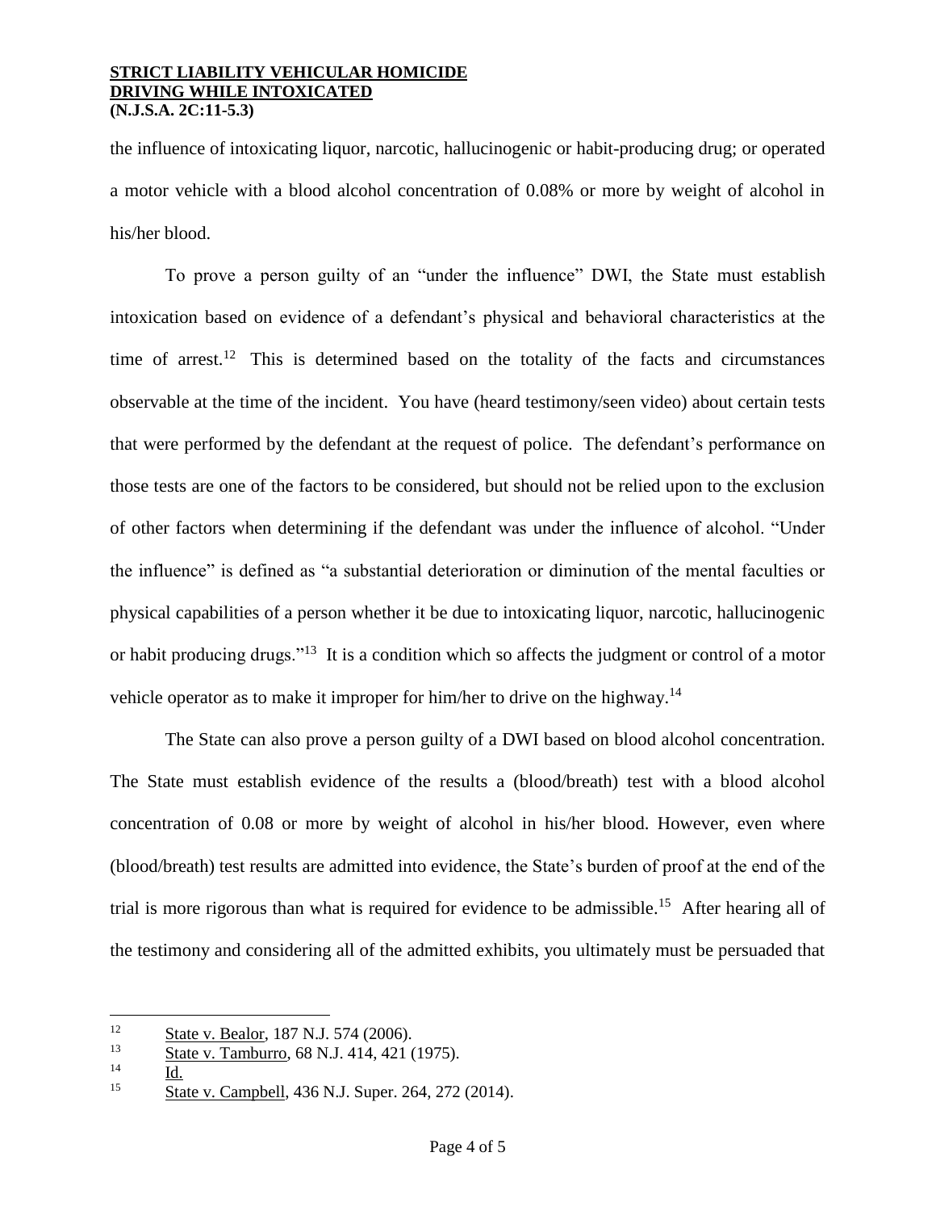the influence of intoxicating liquor, narcotic, hallucinogenic or habit-producing drug; or operated a motor vehicle with a blood alcohol concentration of 0.08% or more by weight of alcohol in his/her blood.

To prove a person guilty of an "under the influence" DWI, the State must establish intoxication based on evidence of a defendant's physical and behavioral characteristics at the time of arrest.[12] This is determined based on the totality of the facts and circumstances observable at the time of the incident. You have (heard testimony/seen video) about certain tests that were performed by the defendant at the request of police. The defendant's performance on those tests are one of the factors to be considered, but should not be relied upon to the exclusion of other factors when determining if the defendant was under the influence of alcohol. "Under the influence" is defined as "a substantial deterioration or diminution of the mental faculties or physical capabilities of a person whether it be due to intoxicating liquor, narcotic, hallucinogenic or habit producing drugs."[13] It is a condition which so affects the judgment or control of a motor vehicle operator as to make it improper for him/her to drive on the highway.[14]

The State can also prove a person guilty of a DWI based on blood alcohol concentration. The State must establish evidence of the results a (blood/breath) test with a blood alcohol concentration of 0.08 or more by weight of alcohol in his/her blood. However, even where (blood/breath) test results are admitted into evidence, the State's burden of proof at the end of the trial is more rigorous than what is required for evidence to be admissible.[15] After hearing all of the testimony and considering all of the admitted exhibits, you ultimately must be persuaded that

---

[12] State v. Bealor, 187 N.J. 574 (2006).

[13] State v. Tamburro, 68 N.J. 414, 421 (1975).

[14] Id.

[15] State v. Campbell, 436 N.J. Super. 264, 272 (2014).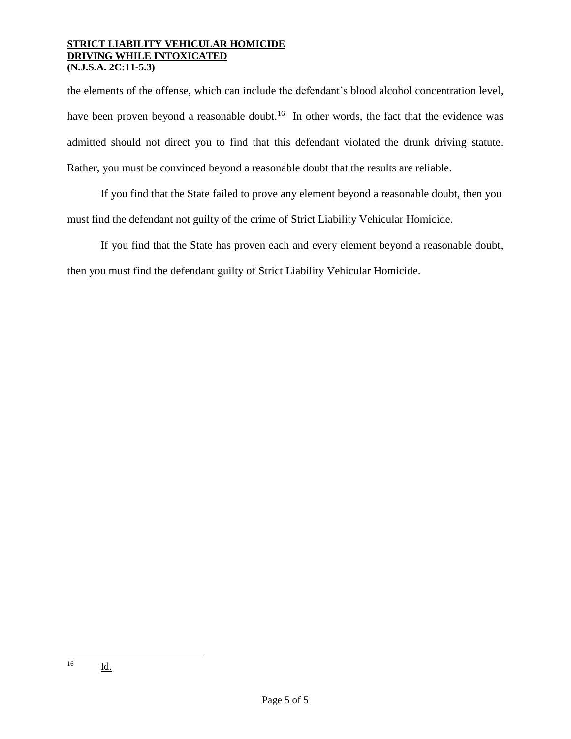the elements of the offense, which can include the defendant's blood alcohol concentration level, have been proven beyond a reasonable doubt.[16] In other words, the fact that the evidence was admitted should not direct you to find that this defendant violated the drunk driving statute. Rather, you must be convinced beyond a reasonable doubt that the results are reliable.

If you find that the State failed to prove any element beyond a reasonable doubt, then you must find the defendant not guilty of the crime of Strict Liability Vehicular Homicide.

If you find that the State has proven each and every element beyond a reasonable doubt, then you must find the defendant guilty of Strict Liability Vehicular Homicide.

---

[16] Id.